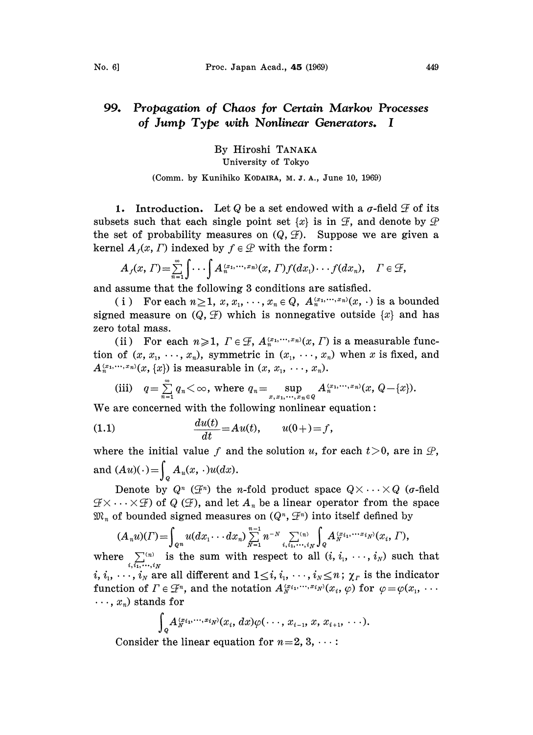# 99. *Propagation of Chaos for Certain Markov Processes of Jump Type with Nonlinear Generators.* I

By Hiroshi TANAKA

University of Tokyo

(Comm. by Kunihiko KODAIRA, M. J. A., June 10, 1969)

**1. Introduction.** Let $Q$ be a set endowed with a $\sigma$-field $\mathcal{F}$ of its subsets such that each single point set $\{x\}$ is in $\mathcal{F}$, and denote by $\mathcal{P}$ the set of probability measures on $(Q, \mathcal{F})$. Suppose we are given a kernel $A_f(x, \Gamma)$ indexed by $f \in \mathcal{P}$ with the form:

$$A_f(x, \Gamma) = \sum_{n=1}^{\infty} \int \cdots \int A_n^{(x_1, \cdots, x_n)}(x, \Gamma) f(dx_1) \cdots f(dx_n), \quad \Gamma \in \mathcal{F},$$

and assume that the following 3 conditions are satisfied.

( i ) For each $n \geq 1$, $x, x_1, \cdots, x_n \in Q$, $A_n^{(x_1, \cdots, x_n)}(x, \cdot)$ is a bounded signed measure on $(Q, \mathcal{F})$ which is nonnegative outside $\{x\}$ and has zero total mass.

(ii) For each $n \geqslant 1$, $\Gamma \in \mathcal{F}$, $A_n^{(x_1, \cdots, x_n)}(x, \Gamma)$ is a measurable function of $(x, x_1, \cdots, x_n)$, symmetric in $(x_1, \cdots, x_n)$ when $x$ is fixed, and $A_n^{(x_1, \cdots, x_n)}(x, \{x\})$ is measurable in $(x, x_1, \cdots, x_n)$.

(iii) $q = \sum_{n=1}^{\infty} q_n < \infty$, where $q_n = \sup_{x, x_1, \cdots, x_n \in Q} A_n^{(x_1, \cdots, x_n)}(x, Q - \{x\})$.

We are concerned with the following nonlinear equation:

$$\frac{du(t)}{dt} = Au(t), \qquad u(0+) = f, \tag{1.1}$$

where the initial value $f$ and the solution $u$, for each $t > 0$, are in $\mathcal{P}$, and $(Au)(\cdot) = \int_Q A_u(x, \cdot) u(dx)$.

Denote by $Q^n$ $(\mathcal{F}^n)$ the $n$-fold product space $Q \times \cdots \times Q$ ($\sigma$-field $\mathcal{F} \times \cdots \times \mathcal{F}$) of $Q$ $(\mathcal{F})$, and let $A_n$ be a linear operator from the space $\mathfrak{M}_n$ of bounded signed measures on $(Q^n, \mathcal{F}^n)$ into itself defined by

$$(A_n u)(\Gamma) = \int_{Q^n} u(dx_1 \cdots dx_n) \sum_{N=1}^{n-1} n^{-N} \sum_{i, i_1, \cdots, i_N}^{(n)} \int_Q A_N^{(x_{i_1}, \cdots x_{i_N})}(x_i, \Gamma),$$

where $\sum_{i, i_1, \cdots, i_N}^{(n)}$ is the sum with respect to all $(i, i_1, \cdots, i_N)$ such that $i, i_1, \cdots, i_N$ are all different and $1 \leq i, i_1, \cdots, i_N \leq n$; $\chi_\Gamma$ is the indicator function of $\Gamma \in \mathcal{F}^n$, and the notation $A_N^{(x_{i_1}, \cdots, x_{i_N})}(x_i, \varphi)$ for $\varphi = \varphi(x_1, \cdots \cdots, x_n)$ stands for

$$\int_Q A_N^{(x_{i_1}, \cdots, x_{i_N})}(x_i, dx) \varphi(\cdots, x_{i-1}, x, x_{i+1}, \cdots).$$

Consider the linear equation for $n = 2, 3, \cdots$: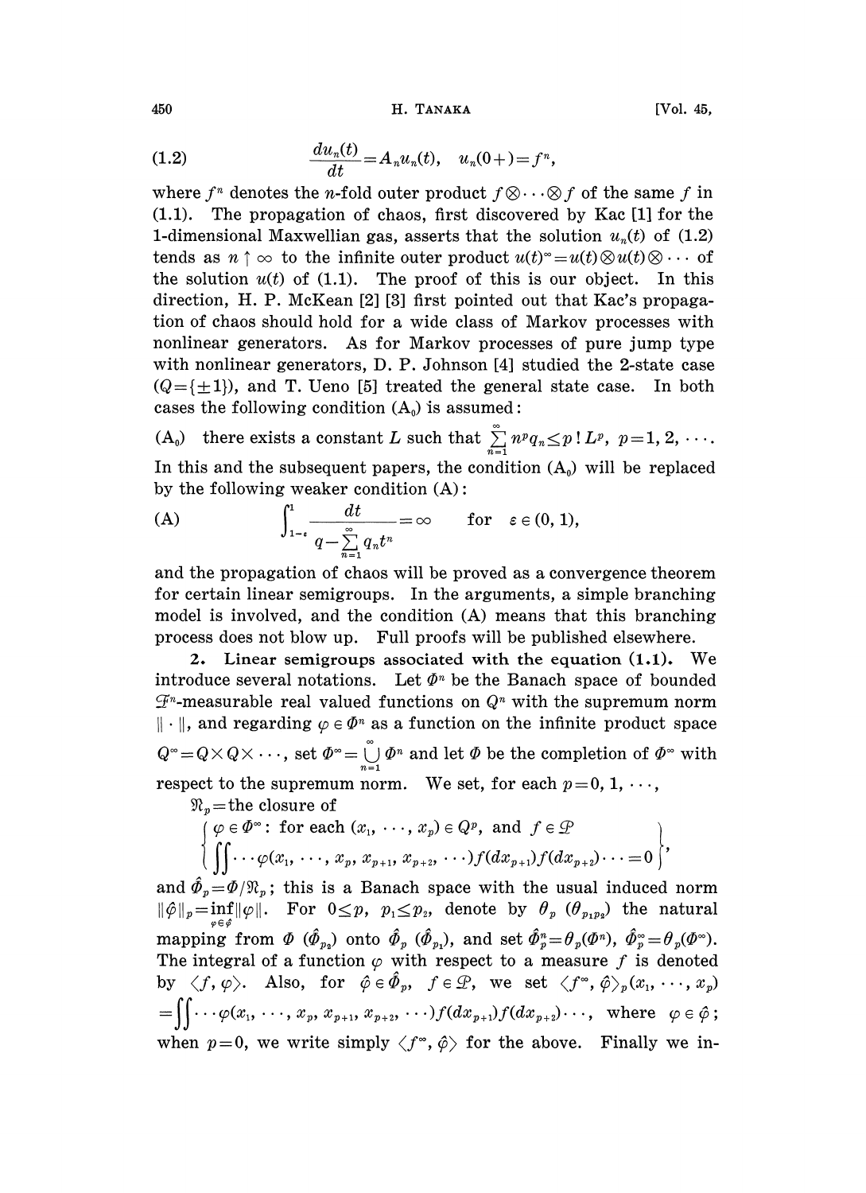$$\frac{du_n(t)}{dt} = A_n u_n(t), \quad u_n(0+) = f^n, \tag{1.2}$$

where $f^n$ denotes the $n$-fold outer product $f \otimes \cdots \otimes f$ of the same $f$ in (1.1). The propagation of chaos, first discovered by Kac [1] for the 1-dimensional Maxwellian gas, asserts that the solution $u_n(t)$ of (1.2) tends as $n \uparrow \infty$ to the infinite outer product $u(t)^\infty = u(t) \otimes u(t) \otimes \cdots$ of the solution $u(t)$ of (1.1). The proof of this is our object. In this direction, H. P. McKean [2] [3] first pointed out that Kac's propagation of chaos should hold for a wide class of Markov processes with nonlinear generators. As for Markov processes of pure jump type with nonlinear generators, D. P. Johnson [4] studied the 2-state case ($Q = \{\pm 1\}$), and T. Ueno [5] treated the general state case. In both cases the following condition ($\mathrm{A}_0$) is assumed:

($\mathrm{A}_0$) there exists a constant $L$ such that $\sum_{n=1}^{\infty} n^p q_n \leq p!\, L^p$, $p = 1, 2, \cdots$.

In this and the subsequent papers, the condition ($\mathrm{A}_0$) will be replaced by the following weaker condition (A):

$$\int_{1-\varepsilon}^{1} \frac{dt}{q - \sum_{n=1}^{\infty} q_n t^n} = \infty \qquad \text{for} \quad \varepsilon \in (0, 1), \tag{A}$$

and the propagation of chaos will be proved as a convergence theorem for certain linear semigroups. In the arguments, a simple branching model is involved, and the condition (A) means that this branching process does not blow up. Full proofs will be published elsewhere.

**2. Linear semigroups associated with the equation (1.1).** We introduce several notations. Let $\Phi^n$ be the Banach space of bounded $\mathcal{F}^n$-measurable real valued functions on $Q^n$ with the supremum norm $\|\cdot\|$, and regarding $\varphi \in \Phi^n$ as a function on the infinite product space $Q^\infty = Q \times Q \times \cdots$, set $\Phi^\infty = \bigcup_{n=1}^{\infty} \Phi^n$ and let $\Phi$ be the completion of $\Phi^\infty$ with respect to the supremum norm. We set, for each $p = 0, 1, \cdots$,

$\mathfrak{N}_p$ = the closure of

$$\left\{ \begin{array}{l} \varphi \in \Phi^\infty:\ \text{for each } (x_1, \cdots, x_p) \in Q^p, \text{ and } f \in \mathcal{P} \\ \displaystyle\iint \cdots \varphi(x_1, \cdots, x_p, x_{p+1}, x_{p+2}, \cdots) f(dx_{p+1}) f(dx_{p+2}) \cdots = 0 \end{array} \right\},$$

and $\hat{\Phi}_p = \Phi / \mathfrak{N}_p$; this is a Banach space with the usual induced norm $\|\hat{\varphi}\|_p = \inf_{\varphi \in \hat{\varphi}} \|\varphi\|$. For $0 \leq p$, $p_1 \leq p_2$, denote by $\theta_p$ ($\theta_{p_1 p_2}$) the natural mapping from $\Phi$ ($\hat{\Phi}_{p_2}$) onto $\hat{\Phi}_p$ ($\hat{\Phi}_{p_1}$), and set $\hat{\Phi}_p^n = \theta_p(\Phi^n)$, $\hat{\Phi}_p^\infty = \theta_p(\Phi^\infty)$. The integral of a function $\varphi$ with respect to a measure $f$ is denoted by $\langle f, \varphi \rangle$. Also, for $\hat{\varphi} \in \hat{\Phi}_p$, $f \in \mathcal{P}$, we set $\langle f^\infty, \hat{\varphi} \rangle_p (x_1, \cdots, x_p)$ $= \iint \cdots \varphi(x_1, \cdots, x_p, x_{p+1}, x_{p+2}, \cdots) f(dx_{p+1}) f(dx_{p+2}) \cdots$, where $\varphi \in \hat{\varphi}$; when $p = 0$, we write simply $\langle f^\infty, \hat{\varphi} \rangle$ for the above. Finally we in-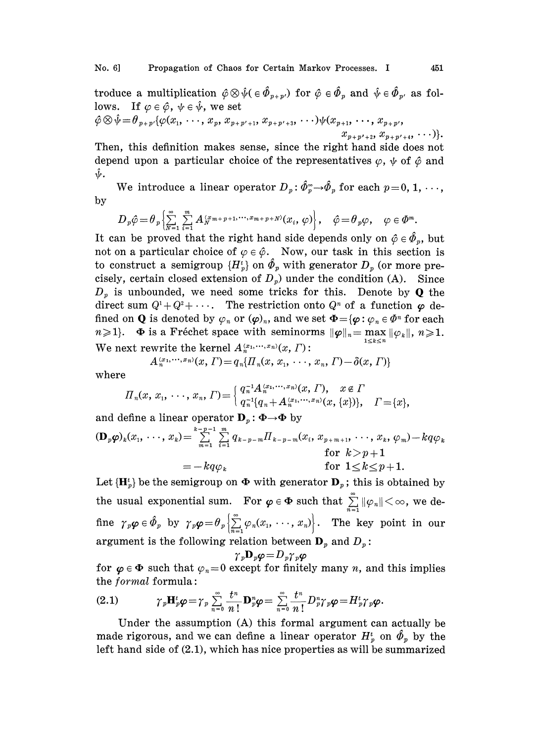troduce a multiplication $\hat{\varphi}\otimes\hat{\psi}(\in\hat{\Phi}_{p+p'})$ for $\hat{\varphi}\in\hat{\Phi}_p$ and $\hat{\psi}\in\hat{\Phi}_{p'}$ as follows. If $\varphi\in\hat{\varphi}$, $\psi\in\hat{\psi}$, we set

$$\hat{\varphi}\otimes\hat{\psi}=\theta_{p+p'}\{\varphi(x_1,\cdots,x_p,x_{p+p'+1},x_{p+p'+3},\cdots)\psi(x_{p+1},\cdots,x_{p+p'},x_{p+p'+2},x_{p+p'+4},\cdots)\}.$$

Then, this definition makes sense, since the right hand side does not depend upon a particular choice of the representatives $\varphi$, $\psi$ of $\hat{\varphi}$ and $\hat{\psi}$.

We introduce a linear operator $D_p:\hat{\Phi}_p^\infty\to\hat{\Phi}_p$ for each $p=0,1,\cdots,$ by

$$D_p\hat{\varphi}=\theta_p\Big\{\sum_{N=1}^{\infty}\sum_{i=1}^{m}A_N^{(x_{m+p+1},\cdots,x_{m+p+N})}(x_i,\varphi)\Big\},\quad \hat{\varphi}=\theta_p\varphi,\quad \varphi\in\Phi^m.$$

It can be proved that the right hand side depends only on $\hat{\varphi}\in\hat{\Phi}_p$, but not on a particular choice of $\varphi\in\hat{\varphi}$. Now, our task in this section is to construct a semigroup $\{H_p^t\}$ on $\hat{\Phi}_p$ with generator $D_p$ (or more precisely, certain closed extension of $D_p$) under the condition (A). Since $D_p$ is unbounded, we need some tricks for this. Denote by $\mathbf{Q}$ the direct sum $Q^1+Q^2+\cdots$. The restriction onto $Q^n$ of a function $\boldsymbol{\varphi}$ defined on $\mathbf{Q}$ is denoted by $\varphi_n$ or $(\boldsymbol{\varphi})_n$, and we set $\boldsymbol{\Phi}=\{\boldsymbol{\varphi}:\varphi_n\in\Phi^n$ for each $n\geqslant 1\}$. $\boldsymbol{\Phi}$ is a Fréchet space with seminorms $\|\boldsymbol{\varphi}\|_n=\max_{1\le k\le n}\|\varphi_k\|$, $n\geqslant 1$. We next rewrite the kernel $A_n^{(x_1,\cdots,x_n)}(x,\Gamma)$:

$$A_n^{(x_1,\cdots,x_n)}(x,\Gamma)=q_n\{\Pi_n(x,x_1,\cdots,x_n,\Gamma)-\delta(x,\Gamma)\}$$

where

$$\Pi_n(x,x_1,\cdots,x_n,\Gamma)=\begin{cases} q_n^{-1}A_n^{(x_1,\cdots,x_n)}(x,\Gamma), & x\notin\Gamma\\ q_n^{-1}\{q_n+A_n^{(x_1,\cdots,x_n)}(x,\{x\})\}, & \Gamma=\{x\},\end{cases}$$

and define a linear operator $\mathbf{D}_p:\boldsymbol{\Phi}\to\boldsymbol{\Phi}$ by

$$\begin{aligned}(\mathbf{D}_p\boldsymbol{\varphi})_k(x_1,\cdots,x_k)&=\sum_{m=1}^{k-p-1}\sum_{i=1}^{m}q_{k-p-m}\Pi_{k-p-m}(x_i,x_{p+m+1},\cdots,x_k,\varphi_m)-kq\varphi_k && \text{for } k>p+1\\ &=-kq\varphi_k && \text{for } 1\le k\le p+1.\end{aligned}$$

Let $\{\mathbf{H}_p^t\}$ be the semigroup on $\boldsymbol{\Phi}$ with generator $\mathbf{D}_p$; this is obtained by the usual exponential sum. For $\boldsymbol{\varphi}\in\boldsymbol{\Phi}$ such that $\sum_{n=1}^{\infty}\|\varphi_n\|<\infty$, we define $\gamma_p\boldsymbol{\varphi}\in\hat{\Phi}_p$ by $\gamma_p\boldsymbol{\varphi}=\theta_p\Big\{\sum_{n=1}^{\infty}\varphi_n(x_1,\cdots,x_n)\Big\}$. The key point in our argument is the following relation between $\mathbf{D}_p$ and $D_p$:

$$\gamma_p\mathbf{D}_p\boldsymbol{\varphi}=D_p\gamma_p\boldsymbol{\varphi}$$

for $\boldsymbol{\varphi}\in\boldsymbol{\Phi}$ such that $\varphi_n=0$ except for finitely many $n$, and this implies the *formal* formula:

$$\gamma_p\mathbf{H}_p^t\boldsymbol{\varphi}=\gamma_p\sum_{n=0}^{\infty}\frac{t^n}{n!}\mathbf{D}_p^n\boldsymbol{\varphi}=\sum_{n=0}^{\infty}\frac{t^n}{n!}D_p^n\gamma_p\boldsymbol{\varphi}=H_p^t\gamma_p\boldsymbol{\varphi}. \tag{2.1}$$

Under the assumption (A) this formal argument can actually be made rigorous, and we can define a linear operator $H_p^t$ on $\hat{\Phi}_p$ by the left hand side of (2.1), which has nice properties as will be summarized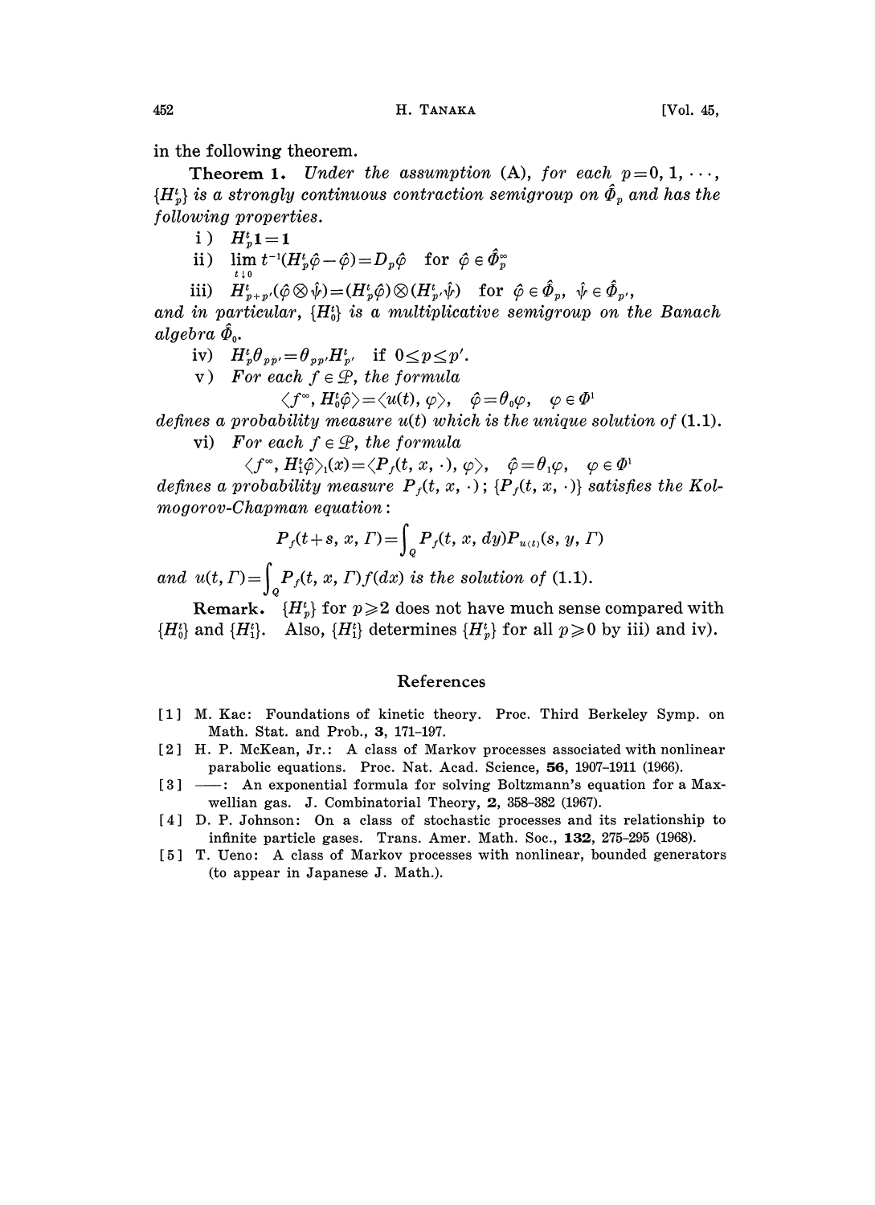in the following theorem.

**Theorem 1.** *Under the assumption* (A), *for each* $p=0, 1, \cdots$, $\{H_p^t\}$ *is a strongly continuous contraction semigroup on* $\hat{\Phi}_p$ *and has the following properties.*

i) $H_p^t \mathbf{1} = \mathbf{1}$

ii) $\lim_{t \downarrow 0} t^{-1}(H_p^t \hat{\varphi} - \hat{\varphi}) = D_p \hat{\varphi}$ for $\hat{\varphi} \in \hat{\Phi}_p^\infty$

iii) $H_{p+p'}^t (\hat{\varphi} \otimes \hat{\psi}) = (H_p^t \hat{\varphi}) \otimes (H_{p'}^t \hat{\psi})$ for $\hat{\varphi} \in \hat{\Phi}_p$, $\hat{\psi} \in \hat{\Phi}_{p'}$,

*and in particular,* $\{H_0^t\}$ *is a multiplicative semigroup on the Banach algebra* $\hat{\Phi}_0$.

iv) $H_p^t \theta_{pp'} = \theta_{pp'} H_{p'}^t$ if $0 \leq p \leq p'$.

v) *For each* $f \in \mathcal{P}$, *the formula*

$$\langle f^\infty, H_0^t \hat{\varphi} \rangle = \langle u(t), \varphi \rangle, \quad \hat{\varphi} = \theta_0 \varphi, \quad \varphi \in \Phi^1$$

*defines a probability measure* $u(t)$ *which is the unique solution of* (1.1).

vi) *For each* $f \in \mathcal{P}$, *the formula*

$$\langle f^\infty, H_1^t \hat{\varphi} \rangle_1(x) = \langle P_f(t, x, \cdot), \varphi \rangle, \quad \hat{\varphi} = \theta_1 \varphi, \quad \varphi \in \Phi^1$$

*defines a probability measure* $P_f(t, x, \cdot)$; $\{P_f(t, x, \cdot)\}$ *satisfies the Kolmogorov-Chapman equation*:

$$P_f(t+s, x, \Gamma) = \int_Q P_f(t, x, dy) P_{u(t)}(s, y, \Gamma)$$

*and* $u(t, \Gamma) = \int_Q P_f(t, x, \Gamma) f(dx)$ *is the solution of* (1.1).

**Remark.** $\{H_p^t\}$ for $p \geqslant 2$ does not have much sense compared with $\{H_0^t\}$ and $\{H_1^t\}$. Also, $\{H_1^t\}$ determines $\{H_p^t\}$ for all $p \geqslant 0$ by iii) and iv).

## References

[1] M. Kac: Foundations of kinetic theory. Proc. Third Berkeley Symp. on Math. Stat. and Prob., **3**, 171–197.

[2] H. P. McKean, Jr.: A class of Markov processes associated with nonlinear parabolic equations. Proc. Nat. Acad. Science, **56**, 1907–1911 (1966).

[3] ——: An exponential formula for solving Boltzmann's equation for a Maxwellian gas. J. Combinatorial Theory, **2**, 358–382 (1967).

[4] D. P. Johnson: On a class of stochastic processes and its relationship to infinite particle gases. Trans. Amer. Math. Soc., **132**, 275–295 (1968).

[5] T. Ueno: A class of Markov processes with nonlinear, bounded generators (to appear in Japanese J. Math.).